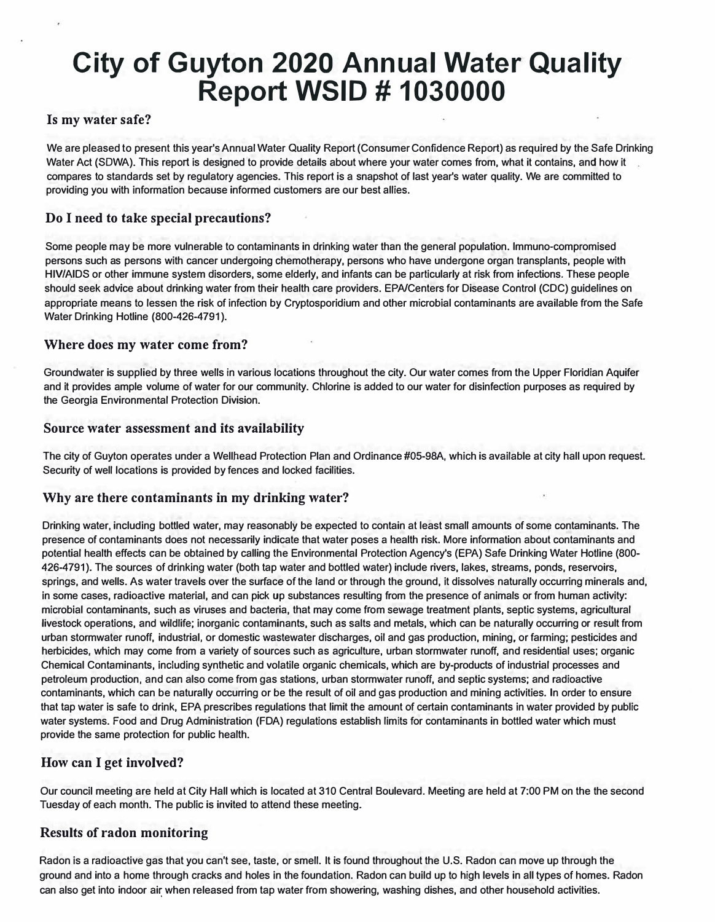# City of Guyton 2020 Annual Water Quality Report WSID # 1030000

## Is my water safe?

We are pleased to present this year's Annual Water Quality Report (Consumer Confidence Report) as required by the Safe Drinking Water Act (SDWA). This report is designed to provide details about where your water comes from, what it contains, and how it compares to standards set by regulatory agencies. This report is a snapshot of last year's water quality. We are committed to providing you with information because informed customers are our best allies.

## Do I need to take special precautions?

Some people may be more vulnerable to contaminants in drinking water than the general population. Immuno-compromised persons such as persons with cancer undergoing chemotherapy, persons who have undergone organ transplants, people with HIV/AIDS or other immune system disorders, some elderly, and infants can be particularly at risk from infections. These people should seek advice about drinking water from their health care providers. EPA/Centers for Disease Control (CDC) guidelines on appropriate means to lessen the risk of infection by Cryptosporidium and other microbial contaminants are available from the Safe Water Drinking Hotline (800-426-4791).

## Where does my water come from?

Groundwater is supplied by three wells in various locations throughout the city. Our water comes from the Upper Floridian Aquifer and it provides ample volume of water for our community. Chlorine is added to our water for disinfection purposes as required by the Georgia Environmental Protection Division.

## Source water assessment and its availability

The city of Guyton operates under a Wellhead Protection Plan and Ordinance #05-98A, which is available at city hall upon request. Security of well locations is provided by fences and locked facilities.

## Why are there contaminants in my drinking water?

Drinking water, including bottled water, may reasonably be expected to contain at least small amounts of some contaminants. The presence of contaminants does not necessarily indicate that water poses a health risk. More information about contaminants and potential health effects can be obtained by calling the Environmental Protection Agency's (EPA) Safe Drinking Water Hotline (800-426-4791). The sources of drinking water (both tap water and bottled water) include rivers, lakes, streams, ponds, reservoirs, springs, and wells. As water travels over the surface of the land or through the ground, it dissolves naturally occurring minerals and, in some cases, radioactive material, and can pick up substances resulting from the presence of animals or from human activity: microbial contaminants, such as viruses and bacteria, that may come from sewage treatment plants, septic systems, agricultural livestock operations, and wildlife; inorganic contaminants, such as salts and metals, which can be naturally occurring or result from urban stormwater runoff, industrial, or domestic wastewater discharges, oil and gas production, mining, or farming; pesticides and herbicides, which may come from a variety of sources such as agriculture, urban stormwater runoff, and residential uses; organic Chemical Contaminants, including synthetic and volatile organic chemicals, which are by-products of industrial processes and petroleum production, and can also come from gas stations, urban stormwater runoff, and septic systems; and radioactive contaminants, which can be naturally occurring or be the result of oil and gas production and mining activities. In order to ensure that tap water is safe to drink, EPA prescribes regulations that limit the amount of certain contaminants in water provided by public water systems. Food and Drug Administration (FDA) regulations establish limits for contaminants in bottled water which must provide the same protection for public health.

## How can I get involved?

Our council meeting are held at City Hall which is located at 310 Central Boulevard. Meeting are held at 7:00 PM on the the second Tuesday of each month. The public is invited to attend these meeting.

## Results of radon monitoring

Radon is a radioactive gas that you can't see, taste, or smell. It is found throughout the U.S. Radon can move up through the ground and into a home through cracks and holes in the foundation. Radon can build up to high levels in all types of homes. Radon can also get into indoor air when released from tap water from showering, washing dishes, and other household activities.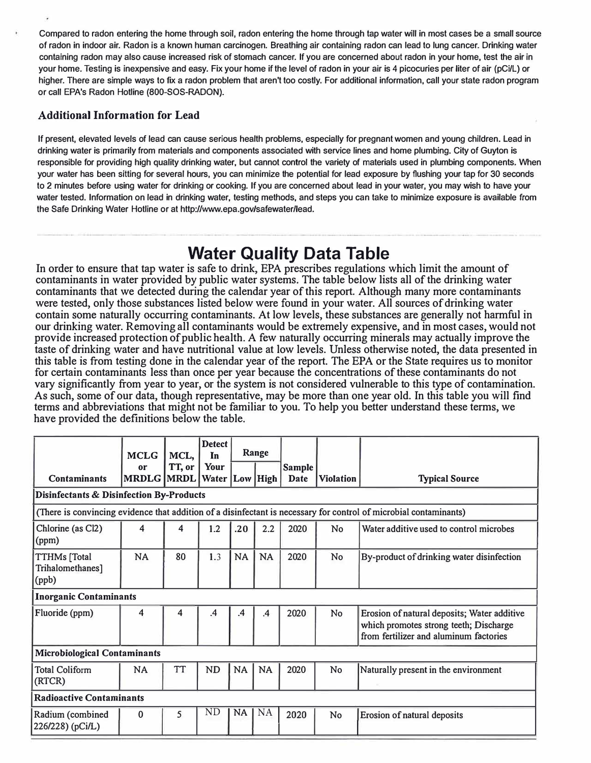Compared to radon entering the home through soil, radon entering the home through tap water will in most cases be a small source of radon in indoor air. Radon is a known human carcinogen. Breathing air containing radon can lead to lung cancer. Drinking water containing radon may also cause increased risk of stomach cancer. If you are concerned about radon in your home, test the air in your home. Testing is inexpensive and easy. Fix your home if the level of radon in your air is 4 picocuries per liter of air (pCi/L) or higher. There are simple ways to fix a radon problem that aren't too costly. For additional information, call your state radon program or call EPA's Radon Hotline (800-SOS-RADON).

### Additional Information for Lead

If present, elevated levels of lead can cause serious health problems, especially for pregnant women and young children. Lead in drinking water is primarily from materials and components associated with service lines and home plumbing. City of Guyton is responsible for providing high quality drinking water, but cannot control the variety of materials used in plumbing components. When your water has been sitting for several hours, you can minimize the potential for lead exposure by flushing your tap for 30 seconds to 2 minutes before using water for drinking or cooking. If you are concerned about lead in your water, you may wish to have your water tested. Information on lead in drinking water, testing methods, and steps you can take to minimize exposure is available from the Safe Drinking Water Hotline or at http://www.epa.gov/safewater/lead.

# Water Quality Data Table

In order to ensure that tap water is safe to drink, EPA prescribes regulations which limit the amount of contaminants in water provided by public water systems. The table below lists all of the drinking water contaminants that we detected during the calendar year of this report. Although many more contaminants were tested, only those substances listed below were found in your water. All sources of drinking water contain some naturally occurring contaminants. At low levels, these substances are generally not harmful in our drinking water. Removing all contaminants would be extremely expensive, and in most cases, would not provide increased protection of public health. A few naturally occurring minerals may actually improve the taste of drinking water and have nutritional value at low levels. Unless otherwise noted, the data presented in this table is from testing done in the calendar year of the report. The EPA or the State requires us to monitor for certain contaminants less than once per year because the concentrations of these contaminants do not vary significantly from year to year, or the system is not considered vulnerable to this type of contamination. As such, some of our data, though representative, may be more than one year old. In this table you will find terms and abbreviations that might not be familiar to you. To help you better understand these terms, we have provided the definitions below the table.

| Contaminants | MCLG or MRDLG | MCL, TT, or MRDL | Detect In Your Water | Range | | Sample Date | Violation | Typical Source |
|---|---|---|---|---|---|---|---|---|
| | | | | Low | High | | | |
| **Disinfectants & Disinfection By-Products** | | | | | | | | |
| (There is convincing evidence that addition of a disinfectant is necessary for control of microbial contaminants) | | | | | | | | |
| Chlorine (as Cl2) (ppm) | 4 | 4 | 1.2 | .20 | 2.2 | 2020 | No | Water additive used to control microbes |
| TTHMs [Total Trihalomethanes] (ppb) | NA | 80 | 1.3 | NA | NA | 2020 | No | By-product of drinking water disinfection |
| **Inorganic Contaminants** | | | | | | | | |
| Fluoride (ppm) | 4 | 4 | .4 | .4 | .4 | 2020 | No | Erosion of natural deposits; Water additive which promotes strong teeth; Discharge from fertilizer and aluminum factories |
| **Microbiological Contaminants** | | | | | | | | |
| Total Coliform (RTCR) | NA | TT | ND | NA | NA | 2020 | No | Naturally present in the environment |
| **Radioactive Contaminants** | | | | | | | | |
| Radium (combined 226/228) (pCi/L) | 0 | 5 | ND | NA | NA | 2020 | No | Erosion of natural deposits |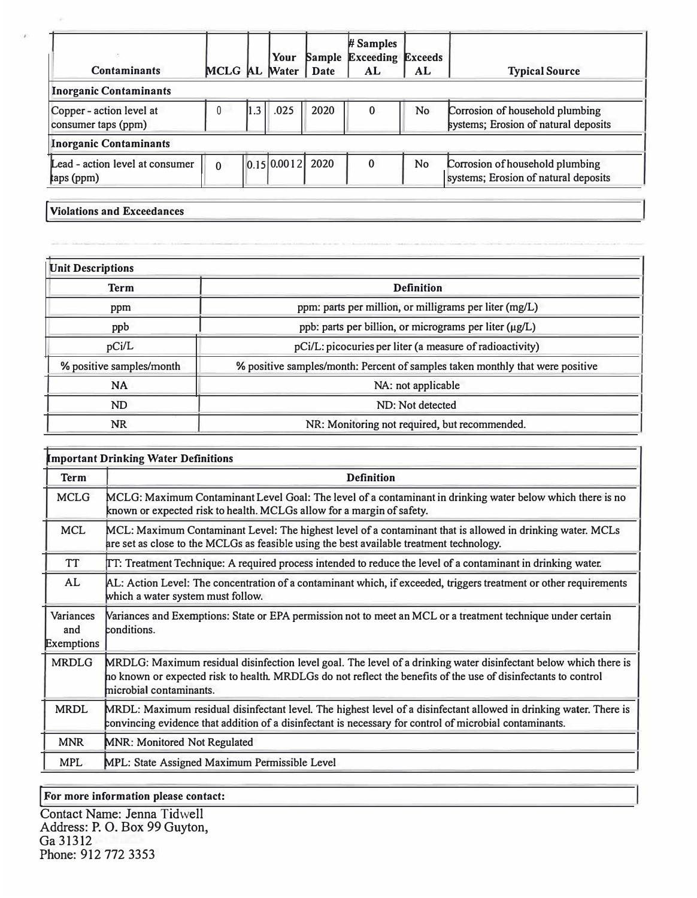| Contaminants | MCLG | AL | Your Water | Sample Date | # Samples Exceeding AL | Exceeds AL | Typical Source |
|---|---|---|---|---|---|---|---|
| **Inorganic Contaminants** | | | | | | | |
| Copper - action level at consumer taps (ppm) | 0 | 1.3 | .025 | 2020 | 0 | No | Corrosion of household plumbing systems; Erosion of natural deposits |
| **Inorganic Contaminants** | | | | | | | |
| Lead - action level at consumer taps (ppm) | 0 | 0.15 | 0.0012 | 2020 | 0 | No | Corrosion of household plumbing systems; Erosion of natural deposits |

**Violations and Exceedances**

| Unit Descriptions | |
|---|---|
| **Term** | **Definition** |
| ppm | ppm: parts per million, or milligrams per liter (mg/L) |
| ppb | ppb: parts per billion, or micrograms per liter (µg/L) |
| pCi/L | pCi/L: picocuries per liter (a measure of radioactivity) |
| % positive samples/month | % positive samples/month: Percent of samples taken monthly that were positive |
| NA | NA: not applicable |
| ND | ND: Not detected |
| NR | NR: Monitoring not required, but recommended. |

| Important Drinking Water Definitions | |
|---|---|
| **Term** | **Definition** |
| MCLG | MCLG: Maximum Contaminant Level Goal: The level of a contaminant in drinking water below which there is no known or expected risk to health. MCLGs allow for a margin of safety. |
| MCL | MCL: Maximum Contaminant Level: The highest level of a contaminant that is allowed in drinking water. MCLs are set as close to the MCLGs as feasible using the best available treatment technology. |
| TT | TT: Treatment Technique: A required process intended to reduce the level of a contaminant in drinking water. |
| AL | AL: Action Level: The concentration of a contaminant which, if exceeded, triggers treatment or other requirements which a water system must follow. |
| Variances and Exemptions | Variances and Exemptions: State or EPA permission not to meet an MCL or a treatment technique under certain conditions. |
| MRDLG | MRDLG: Maximum residual disinfection level goal. The level of a drinking water disinfectant below which there is no known or expected risk to health. MRDLGs do not reflect the benefits of the use of disinfectants to control microbial contaminants. |
| MRDL | MRDL: Maximum residual disinfectant level. The highest level of a disinfectant allowed in drinking water. There is convincing evidence that addition of a disinfectant is necessary for control of microbial contaminants. |
| MNR | MNR: Monitored Not Regulated |
| MPL | MPL: State Assigned Maximum Permissible Level |

**For more information please contact:**

Contact Name: Jenna Tidwell
Address: P. O. Box 99 Guyton,
Ga 31312
Phone: 912 772 3353